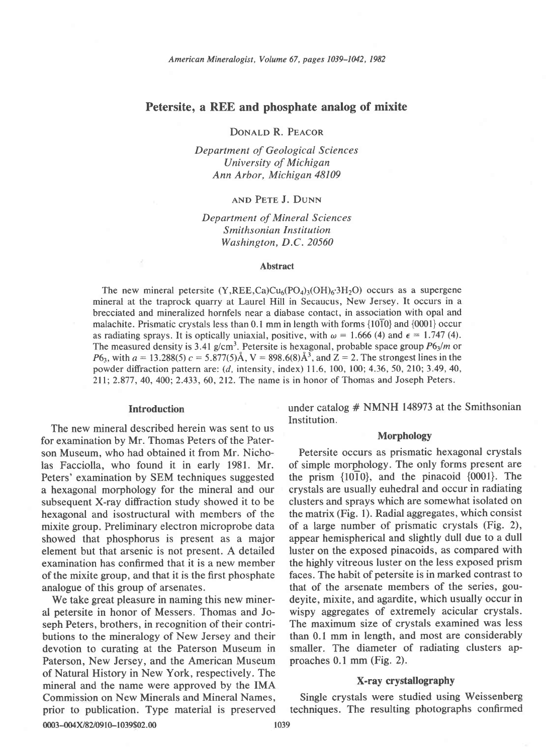# Petersite, a REE and phosphate analog of mixite

DONALD R. PEACOR

*Department of Geological Sciences*
*University of Michigan*
*Ann Arbor, Michigan 48109*

AND PETE J. DUNN

*Department of Mineral Sciences*
*Smithsonian Institution*
*Washington, D.C. 20560*

## Abstract

The new mineral petersite $(Y,REE,Ca)Cu_6(PO_4)_3(OH)_6 \cdot 3H_2O)$ occurs as a supergene mineral at the traprock quarry at Laurel Hill in Secaucus, New Jersey. It occurs in a brecciated and mineralized hornfels near a diabase contact, in association with opal and malachite. Prismatic crystals less than 0.1 mm in length with forms $\{10\bar{1}0\}$ and $\{0001\}$ occur as radiating sprays. It is optically uniaxial, positive, with $\omega = 1.666$ (4) and $\epsilon = 1.747$ (4). The measured density is 3.41 g/cm$^3$. Petersite is hexagonal, probable space group $P6_3/m$ or $P6_3$, with $a = 13.288(5)$ $c = 5.877(5)$Å, V = 898.6(8)Å$^3$, and Z = 2. The strongest lines in the powder diffraction pattern are: (*d*, intensity, index) 11.6, 100, 100; 4.36, 50, 210; 3.49, 40, 211; 2.877, 40, 400; 2.433, 60, 212. The name is in honor of Thomas and Joseph Peters.

## Introduction

The new mineral described herein was sent to us for examination by Mr. Thomas Peters of the Paterson Museum, who had obtained it from Mr. Nicholas Facciolla, who found it in early 1981. Mr. Peters' examination by SEM techniques suggested a hexagonal morphology for the mineral and our subsequent X-ray diffraction study showed it to be hexagonal and isostructural with members of the mixite group. Preliminary electron microprobe data showed that phosphorus is present as a major element but that arsenic is not present. A detailed examination has confirmed that it is a new member of the mixite group, and that it is the first phosphate analogue of this group of arsenates.

We take great pleasure in naming this new mineral petersite in honor of Messers. Thomas and Joseph Peters, brothers, in recognition of their contributions to the mineralogy of New Jersey and their devotion to curating at the Paterson Museum in Paterson, New Jersey, and the American Museum of Natural History in New York, respectively. The mineral and the name were approved by the IMA Commission on New Minerals and Mineral Names, prior to publication. Type material is preserved under catalog # NMNH 148973 at the Smithsonian Institution.

## Morphology

Petersite occurs as prismatic hexagonal crystals of simple morphology. The only forms present are the prism $\{10\bar{1}0\}$, and the pinacoid $\{0001\}$. The crystals are usually euhedral and occur in radiating clusters and sprays which are somewhat isolated on the matrix (Fig. 1). Radial aggregates, which consist of a large number of prismatic crystals (Fig. 2), appear hemispherical and slightly dull due to a dull luster on the exposed pinacoids, as compared with the highly vitreous luster on the less exposed prism faces. The habit of petersite is in marked contrast to that of the arsenate members of the series, goudeyite, mixite, and agardite, which usually occur in wispy aggregates of extremely acicular crystals. The maximum size of crystals examined was less than 0.1 mm in length, and most are considerably smaller. The diameter of radiating clusters approaches 0.1 mm (Fig. 2).

## X-ray crystallography

Single crystals were studied using Weissenberg techniques. The resulting photographs confirmed

0003-004X/82/0910-1039$02.00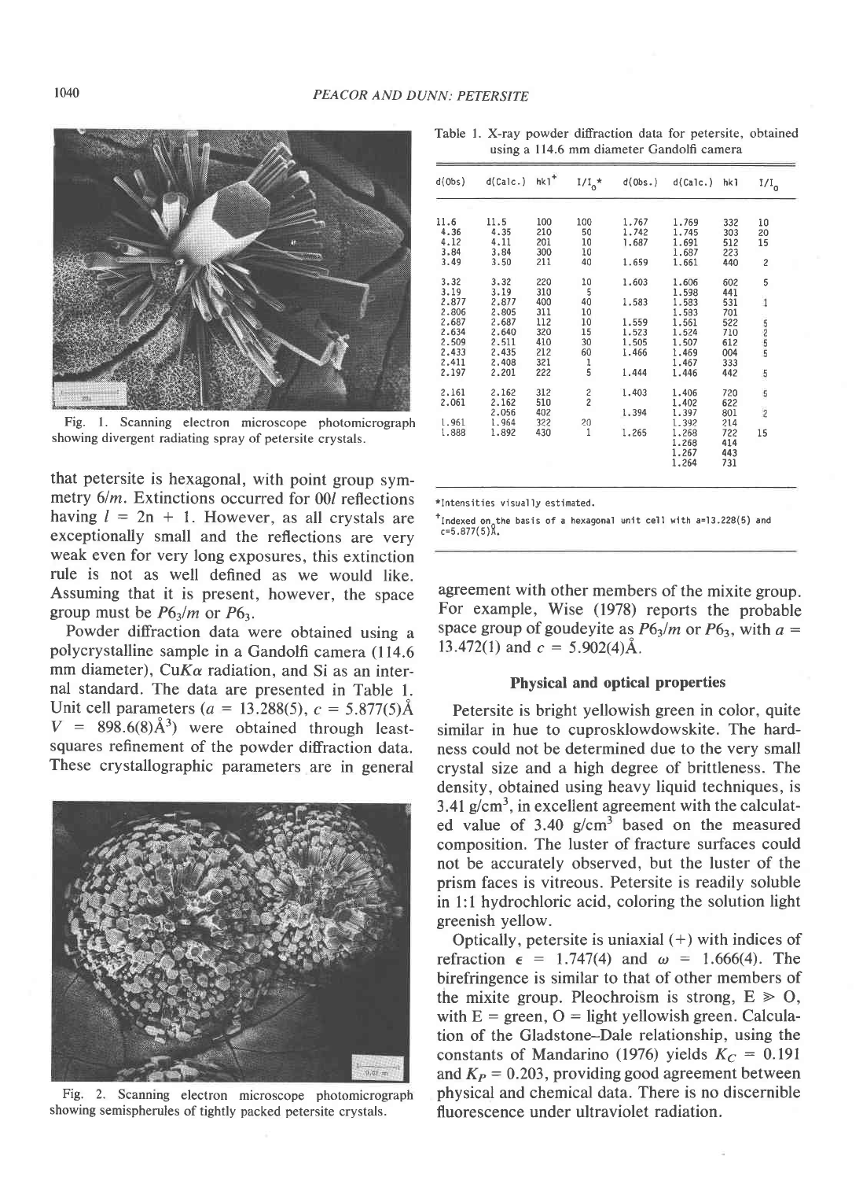Fig. 1. Scanning electron microscope photomicrograph showing divergent radiating spray of petersite crystals.

that petersite is hexagonal, with point group symmetry $6/m$. Extinctions occurred for $00l$ reflections having $l = 2n + 1$. However, as all crystals are exceptionally small and the reflections are very weak even for very long exposures, this extinction rule is not as well defined as we would like. Assuming that it is present, however, the space group must be $P6_3/m$ or $P6_3$.

Powder diffraction data were obtained using a polycrystalline sample in a Gandolfi camera (114.6 mm diameter), Cu$K\alpha$ radiation, and Si as an internal standard. The data are presented in Table 1. Unit cell parameters ($a$ = 13.288(5), $c$ = 5.877(5)Å $V$ = 898.6(8)Å$^3$) were obtained through least-squares refinement of the powder diffraction data. These crystallographic parameters are in general agreement with other members of the mixite group. For example, Wise (1978) reports the probable space group of goudeyite as $P6_3/m$ or $P6_3$, with $a$ = 13.472(1) and $c$ = 5.902(4)Å.

Fig. 2. Scanning electron microscope photomicrograph showing semispherules of tightly packed petersite crystals.

Table 1. X-ray powder diffraction data for petersite, obtained using a 114.6 mm diameter Gandolfi camera

| d(Obs) | d(Calc.) | hkl$^+$ | $I/I_0$* | d(Obs.) | d(Calc.) | hkl | $I/I_0$ |
|---|---|---|---|---|---|---|---|
| 11.6 | 11.5 | 100 | 100 | 1.767 | 1.769 | 332 | 10 |
| 4.36 | 4.35 | 210 | 50 | 1.742 | 1.745 | 303 | 20 |
| 4.12 | 4.11 | 201 | 10 | 1.687 | 1.691 | 512 | 15 |
| 3.84 | 3.84 | 300 | 10 | | 1.687 | 223 | |
| 3.49 | 3.50 | 211 | 40 | 1.659 | 1.661 | 440 | 2 |
| 3.32 | 3.32 | 220 | 10 | 1.603 | 1.606 | 602 | 5 |
| 3.19 | 3.19 | 310 | 5 | | 1.598 | 441 | |
| 2.877 | 2.877 | 400 | 40 | 1.583 | 1.583 | 531 | 1 |
| 2.806 | 2.805 | 311 | 10 | | 1.583 | 701 | |
| 2.687 | 2.687 | 112 | 10 | 1.559 | 1.561 | 522 | 5 |
| 2.634 | 2.640 | 320 | 15 | 1.523 | 1.524 | 710 | 2 |
| 2.509 | 2.511 | 410 | 30 | 1.505 | 1.507 | 612 | 5 |
| 2.433 | 2.435 | 212 | 60 | 1.466 | 1.469 | 004 | 5 |
| 2.411 | 2.408 | 321 | 1 | | 1.467 | 333 | |
| 2.197 | 2.201 | 222 | 5 | 1.444 | 1.446 | 442 | 5 |
| 2.161 | 2.162 | 312 | 2 | 1.403 | 1.406 | 720 | 5 |
| 2.061 | 2.162 | 510 | 2 | | 1.402 | 622 | |
| | 2.056 | 402 | | 1.394 | 1.397 | 801 | 2 |
| 1.961 | 1.964 | 322 | 20 | | 1.392 | 214 | |
| 1.888 | 1.892 | 430 | 1 | 1.265 | 1.268 | 722 | 15 |
| | | | | | 1.268 | 414 | |
| | | | | | 1.267 | 443 | |
| | | | | | 1.264 | 731 | |

*Intensities visually estimated.

$^+$Indexed on the basis of a hexagonal unit cell with a=13.228(5) and c=5.877(5)Å.

## Physical and optical properties

Petersite is bright yellowish green in color, quite similar in hue to cuprosklowdowskite. The hardness could not be determined due to the very small crystal size and a high degree of brittleness. The density, obtained using heavy liquid techniques, is 3.41 g/cm$^3$, in excellent agreement with the calculated value of 3.40 g/cm$^3$ based on the measured composition. The luster of fracture surfaces could not be accurately observed, but the luster of the prism faces is vitreous. Petersite is readily soluble in 1:1 hydrochloric acid, coloring the solution light greenish yellow.

Optically, petersite is uniaxial (+) with indices of refraction $\epsilon$ = 1.747(4) and $\omega$ = 1.666(4). The birefringence is similar to that of other members of the mixite group. Pleochroism is strong, E $\gg$ O, with E = green, O = light yellowish green. Calculation of the Gladstone–Dale relationship, using the constants of Mandarino (1976) yields $K_C$ = 0.191 and $K_P$ = 0.203, providing good agreement between physical and chemical data. There is no discernible fluorescence under ultraviolet radiation.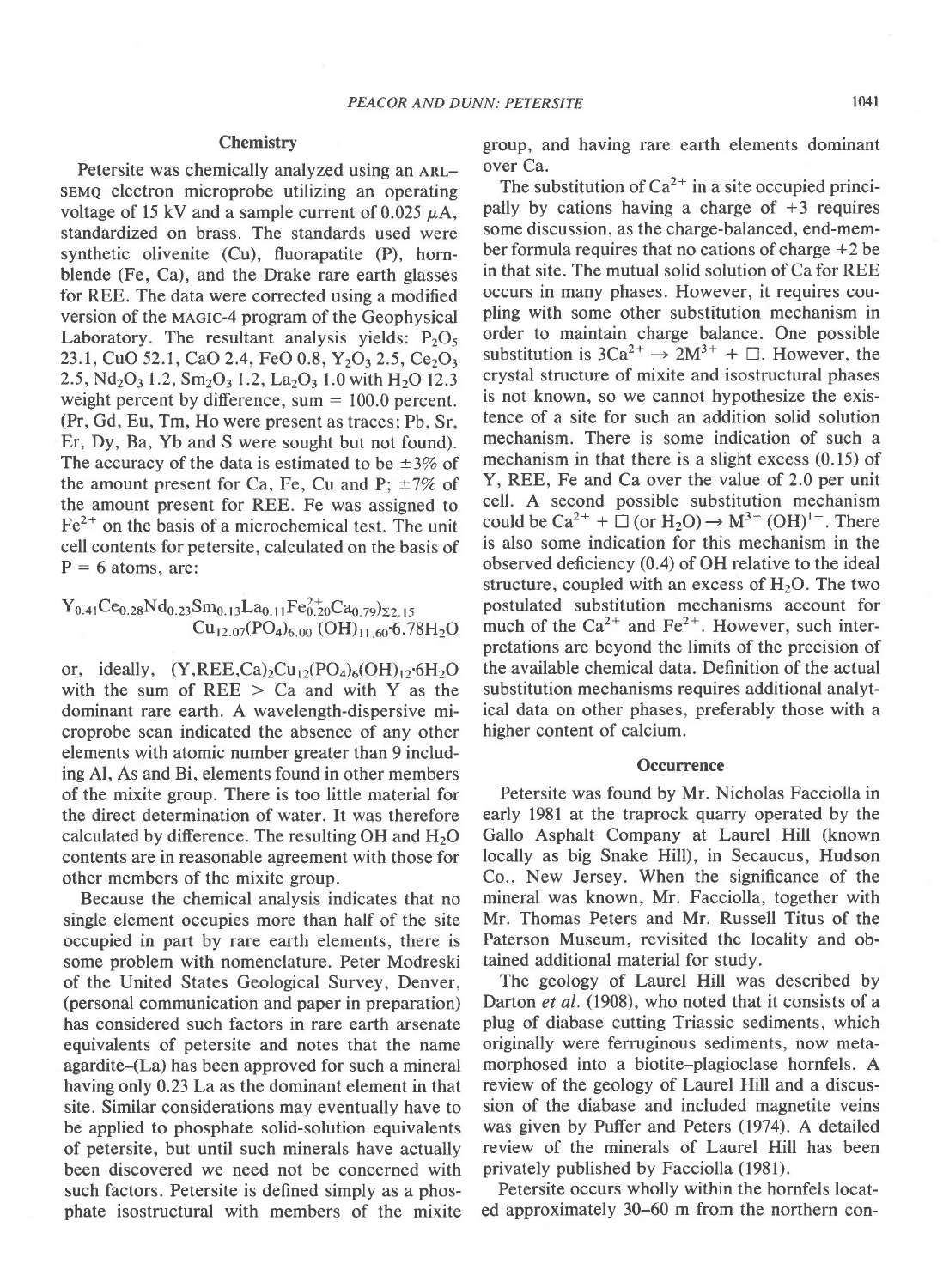## Chemistry

Petersite was chemically analyzed using an ARL–SEMQ electron microprobe utilizing an operating voltage of 15 kV and a sample current of 0.025 $\mu$A, standardized on brass. The standards used were synthetic olivenite (Cu), fluorapatite (P), hornblende (Fe, Ca), and the Drake rare earth glasses for REE. The data were corrected using a modified version of the MAGIC-4 program of the Geophysical Laboratory. The resultant analysis yields: $P_2O_5$ 23.1, CuO 52.1, CaO 2.4, FeO 0.8, $Y_2O_3$ 2.5, $Ce_2O_3$ 2.5, $Nd_2O_3$ 1.2, $Sm_2O_3$ 1.2, $La_2O_3$ 1.0 with $H_2O$ 12.3 weight percent by difference, sum = 100.0 percent. (Pr, Gd, Eu, Tm, Ho were present as traces; Pb, Sr, Er, Dy, Ba, Yb and S were sought but not found). The accuracy of the data is estimated to be ±3% of the amount present for Ca, Fe, Cu and P; ±7% of the amount present for REE. Fe was assigned to $Fe^{2+}$ on the basis of a microchemical test. The unit cell contents for petersite, calculated on the basis of P = 6 atoms, are:

$$(Y_{0.41}Ce_{0.28}Nd_{0.23}Sm_{0.13}La_{0.11}Fe^{2+}_{0.20}Ca_{0.79})_{\Sigma 2.15}Cu_{12.07}(PO_4)_{6.00}(OH)_{11.60}\cdot 6.78H_2O$$

or, ideally, $(Y,REE,Ca)_2Cu_{12}(PO_4)_6(OH)_{12}\cdot 6H_2O$ with the sum of REE > Ca and with Y as the dominant rare earth. A wavelength-dispersive microprobe scan indicated the absence of any other elements with atomic number greater than 9 including Al, As and Bi, elements found in other members of the mixite group. There is too little material for the direct determination of water. It was therefore calculated by difference. The resulting OH and $H_2O$ contents are in reasonable agreement with those for other members of the mixite group.

Because the chemical analysis indicates that no single element occupies more than half of the site occupied in part by rare earth elements, there is some problem with nomenclature. Peter Modreski of the United States Geological Survey, Denver, (personal communication and paper in preparation) has considered such factors in rare earth arsenate equivalents of petersite and notes that the name agardite–(La) has been approved for such a mineral having only 0.23 La as the dominant element in that site. Similar considerations may eventually have to be applied to phosphate solid-solution equivalents of petersite, but until such minerals have actually been discovered we need not be concerned with such factors. Petersite is defined simply as a phosphate isostructural with members of the mixite group, and having rare earth elements dominant over Ca.

The substitution of $Ca^{2+}$ in a site occupied principally by cations having a charge of +3 requires some discussion, as the charge-balanced, end-member formula requires that no cations of charge +2 be in that site. The mutual solid solution of Ca for REE occurs in many phases. However, it requires coupling with some other substitution mechanism in order to maintain charge balance. One possible substitution is $3Ca^{2+} \rightarrow 2M^{3+} + \square$. However, the crystal structure of mixite and isostructural phases is not known, so we cannot hypothesize the existence of a site for such an addition solid solution mechanism. There is some indication of such a mechanism in that there is a slight excess (0.15) of Y, REE, Fe and Ca over the value of 2.0 per unit cell. A second possible substitution mechanism could be $Ca^{2+} + \square$ (or $H_2O$) $\rightarrow M^{3+}(OH)^{1-}$. There is also some indication for this mechanism in the observed deficiency (0.4) of OH relative to the ideal structure, coupled with an excess of $H_2O$. The two postulated substitution mechanisms account for much of the $Ca^{2+}$ and $Fe^{2+}$. However, such interpretations are beyond the limits of the precision of the available chemical data. Definition of the actual substitution mechanisms requires additional analytical data on other phases, preferably those with a higher content of calcium.

## Occurrence

Petersite was found by Mr. Nicholas Facciolla in early 1981 at the traprock quarry operated by the Gallo Asphalt Company at Laurel Hill (known locally as big Snake Hill), in Secaucus, Hudson Co., New Jersey. When the significance of the mineral was known, Mr. Facciolla, together with Mr. Thomas Peters and Mr. Russell Titus of the Paterson Museum, revisited the locality and obtained additional material for study.

The geology of Laurel Hill was described by Darton *et al.* (1908), who noted that it consists of a plug of diabase cutting Triassic sediments, which originally were ferruginous sediments, now metamorphosed into a biotite–plagioclase hornfels. A review of the geology of Laurel Hill and a discussion of the diabase and included magnetite veins was given by Puffer and Peters (1974). A detailed review of the minerals of Laurel Hill has been privately published by Facciolla (1981).

Petersite occurs wholly within the hornfels located approximately 30–60 m from the northern con-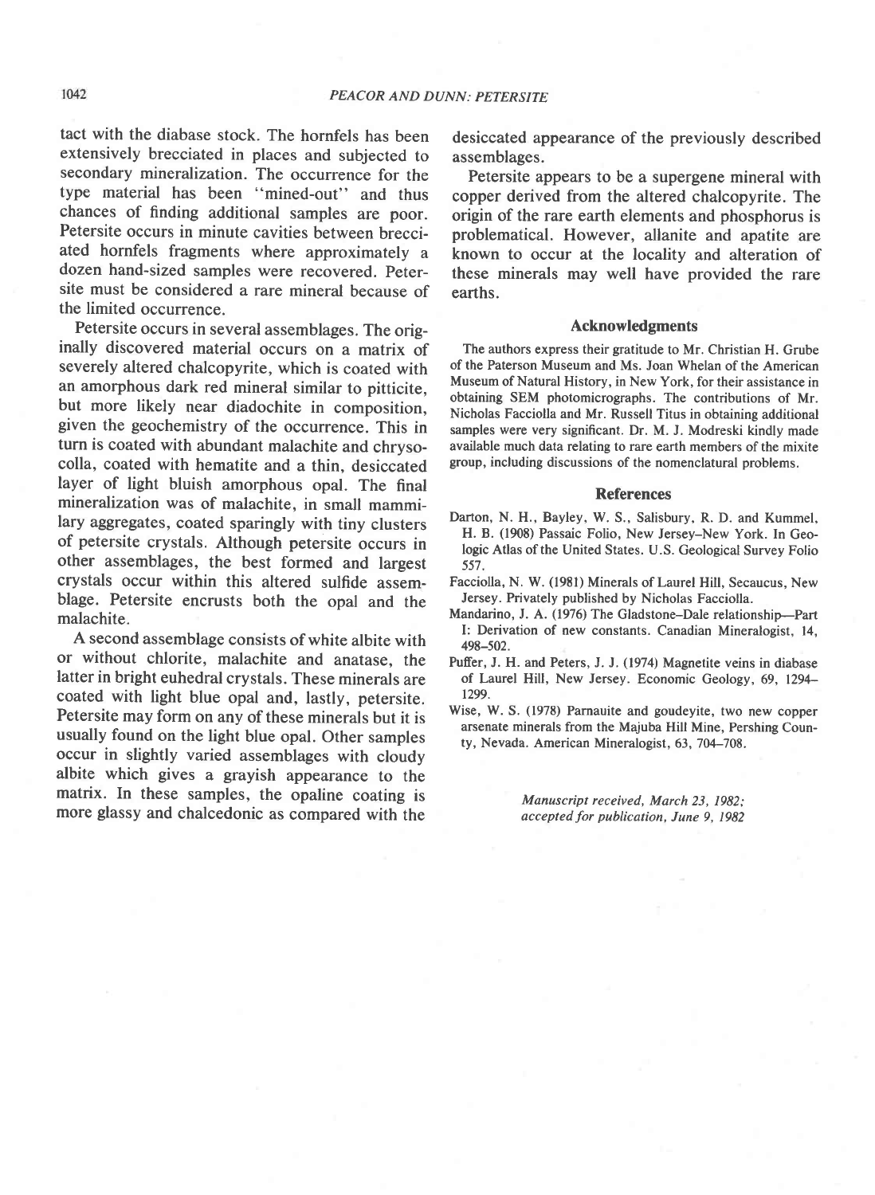tact with the diabase stock. The hornfels has been extensively brecciated in places and subjected to secondary mineralization. The occurrence for the type material has been "mined-out" and thus chances of finding additional samples are poor. Petersite occurs in minute cavities between brecciated hornfels fragments where approximately a dozen hand-sized samples were recovered. Petersite must be considered a rare mineral because of the limited occurrence.

Petersite occurs in several assemblages. The originally discovered material occurs on a matrix of severely altered chalcopyrite, which is coated with an amorphous dark red mineral similar to pitticite, but more likely near diadochite in composition, given the geochemistry of the occurrence. This in turn is coated with abundant malachite and chrysocolla, coated with hematite and a thin, desiccated layer of light bluish amorphous opal. The final mineralization was of malachite, in small mammilary aggregates, coated sparingly with tiny clusters of petersite crystals. Although petersite occurs in other assemblages, the best formed and largest crystals occur within this altered sulfide assemblage. Petersite encrusts both the opal and the malachite.

A second assemblage consists of white albite with or without chlorite, malachite and anatase, the latter in bright euhedral crystals. These minerals are coated with light blue opal and, lastly, petersite. Petersite may form on any of these minerals but it is usually found on the light blue opal. Other samples occur in slightly varied assemblages with cloudy albite which gives a grayish appearance to the matrix. In these samples, the opaline coating is more glassy and chalcedonic as compared with the desiccated appearance of the previously described assemblages.

Petersite appears to be a supergene mineral with copper derived from the altered chalcopyrite. The origin of the rare earth elements and phosphorus is problematical. However, allanite and apatite are known to occur at the locality and alteration of these minerals may well have provided the rare earths.

## Acknowledgments

The authors express their gratitude to Mr. Christian H. Grube of the Paterson Museum and Ms. Joan Whelan of the American Museum of Natural History, in New York, for their assistance in obtaining SEM photomicrographs. The contributions of Mr. Nicholas Facciolla and Mr. Russell Titus in obtaining additional samples were very significant. Dr. M. J. Modreski kindly made available much data relating to rare earth members of the mixite group, including discussions of the nomenclatural problems.

## References

Darton, N. H., Bayley, W. S., Salisbury, R. D. and Kummel, H. B. (1908) Passaic Folio, New Jersey–New York. In Geologic Atlas of the United States. U.S. Geological Survey Folio 557.

Facciolla, N. W. (1981) Minerals of Laurel Hill, Secaucus, New Jersey. Privately published by Nicholas Facciolla.

Mandarino, J. A. (1976) The Gladstone–Dale relationship—Part I: Derivation of new constants. Canadian Mineralogist, 14, 498–502.

Puffer, J. H. and Peters, J. J. (1974) Magnetite veins in diabase of Laurel Hill, New Jersey. Economic Geology, 69, 1294–1299.

Wise, W. S. (1978) Parnauite and goudeyite, two new copper arsenate minerals from the Majuba Hill Mine, Pershing County, Nevada. American Mineralogist, 63, 704–708.

*Manuscript received, March 23, 1982; accepted for publication, June 9, 1982*